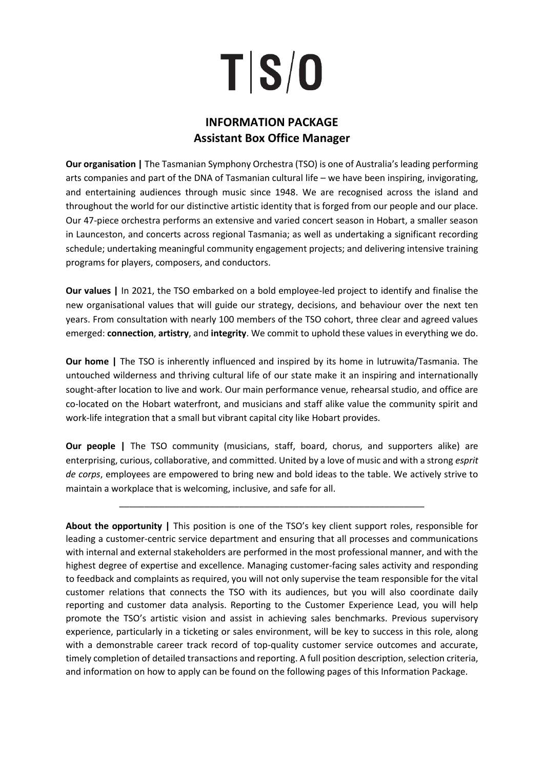# T|S/O

## INFORMATION PACKAGE
## Assistant Box Office Manager

**Our organisation |** The Tasmanian Symphony Orchestra (TSO) is one of Australia's leading performing arts companies and part of the DNA of Tasmanian cultural life – we have been inspiring, invigorating, and entertaining audiences through music since 1948. We are recognised across the island and throughout the world for our distinctive artistic identity that is forged from our people and our place. Our 47-piece orchestra performs an extensive and varied concert season in Hobart, a smaller season in Launceston, and concerts across regional Tasmania; as well as undertaking a significant recording schedule; undertaking meaningful community engagement projects; and delivering intensive training programs for players, composers, and conductors.

**Our values |** In 2021, the TSO embarked on a bold employee-led project to identify and finalise the new organisational values that will guide our strategy, decisions, and behaviour over the next ten years. From consultation with nearly 100 members of the TSO cohort, three clear and agreed values emerged: **connection**, **artistry**, and **integrity**. We commit to uphold these values in everything we do.

**Our home |** The TSO is inherently influenced and inspired by its home in lutruwita/Tasmania. The untouched wilderness and thriving cultural life of our state make it an inspiring and internationally sought-after location to live and work. Our main performance venue, rehearsal studio, and office are co-located on the Hobart waterfront, and musicians and staff alike value the community spirit and work-life integration that a small but vibrant capital city like Hobart provides.

**Our people |** The TSO community (musicians, staff, board, chorus, and supporters alike) are enterprising, curious, collaborative, and committed. United by a love of music and with a strong *esprit de corps*, employees are empowered to bring new and bold ideas to the table. We actively strive to maintain a workplace that is welcoming, inclusive, and safe for all.

---

**About the opportunity |** This position is one of the TSO's key client support roles, responsible for leading a customer-centric service department and ensuring that all processes and communications with internal and external stakeholders are performed in the most professional manner, and with the highest degree of expertise and excellence. Managing customer-facing sales activity and responding to feedback and complaints as required, you will not only supervise the team responsible for the vital customer relations that connects the TSO with its audiences, but you will also coordinate daily reporting and customer data analysis. Reporting to the Customer Experience Lead, you will help promote the TSO's artistic vision and assist in achieving sales benchmarks. Previous supervisory experience, particularly in a ticketing or sales environment, will be key to success in this role, along with a demonstrable career track record of top-quality customer service outcomes and accurate, timely completion of detailed transactions and reporting. A full position description, selection criteria, and information on how to apply can be found on the following pages of this Information Package.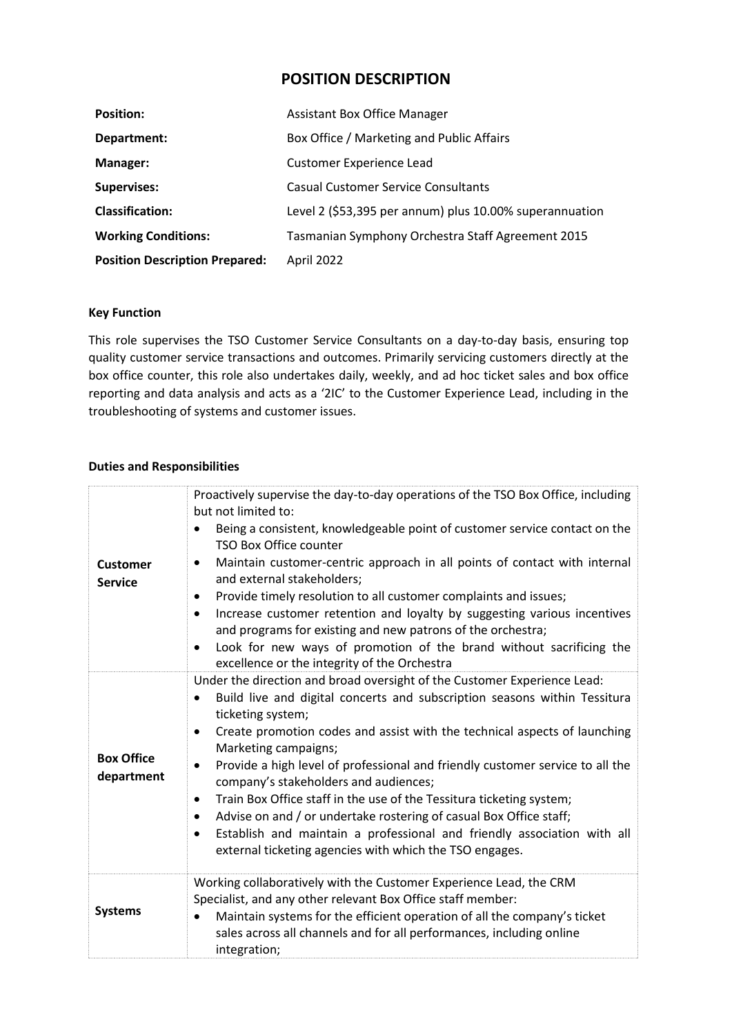# POSITION DESCRIPTION

| | |
|---|---|
| **Position:** | Assistant Box Office Manager |
| **Department:** | Box Office / Marketing and Public Affairs |
| **Manager:** | Customer Experience Lead |
| **Supervises:** | Casual Customer Service Consultants |
| **Classification:** | Level 2 ($53,395 per annum) plus 10.00% superannuation |
| **Working Conditions:** | Tasmanian Symphony Orchestra Staff Agreement 2015 |
| **Position Description Prepared:** | April 2022 |

**Key Function**

This role supervises the TSO Customer Service Consultants on a day-to-day basis, ensuring top quality customer service transactions and outcomes. Primarily servicing customers directly at the box office counter, this role also undertakes daily, weekly, and ad hoc ticket sales and box office reporting and data analysis and acts as a '2IC' to the Customer Experience Lead, including in the troubleshooting of systems and customer issues.

**Duties and Responsibilities**

| | |
|---|---|
| **Customer Service** | Proactively supervise the day-to-day operations of the TSO Box Office, including but not limited to:<br>• Being a consistent, knowledgeable point of customer service contact on the TSO Box Office counter<br>• Maintain customer-centric approach in all points of contact with internal and external stakeholders;<br>• Provide timely resolution to all customer complaints and issues;<br>• Increase customer retention and loyalty by suggesting various incentives and programs for existing and new patrons of the orchestra;<br>• Look for new ways of promotion of the brand without sacrificing the excellence or the integrity of the Orchestra |
| **Box Office department** | Under the direction and broad oversight of the Customer Experience Lead:<br>• Build live and digital concerts and subscription seasons within Tessitura ticketing system;<br>• Create promotion codes and assist with the technical aspects of launching Marketing campaigns;<br>• Provide a high level of professional and friendly customer service to all the company's stakeholders and audiences;<br>• Train Box Office staff in the use of the Tessitura ticketing system;<br>• Advise on and / or undertake rostering of casual Box Office staff;<br>• Establish and maintain a professional and friendly association with all external ticketing agencies with which the TSO engages. |
| **Systems** | Working collaboratively with the Customer Experience Lead, the CRM Specialist, and any other relevant Box Office staff member:<br>• Maintain systems for the efficient operation of all the company's ticket sales across all channels and for all performances, including online integration; |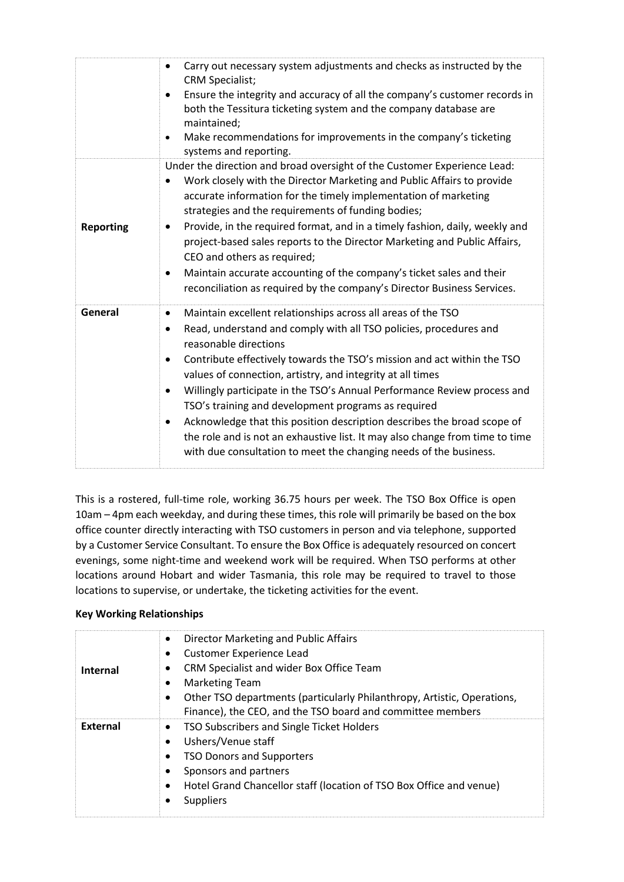| | |
|---|---|
| | • Carry out necessary system adjustments and checks as instructed by the CRM Specialist;<br>• Ensure the integrity and accuracy of all the company's customer records in both the Tessitura ticketing system and the company database are maintained;<br>• Make recommendations for improvements in the company's ticketing systems and reporting. |
| **Reporting** | Under the direction and broad oversight of the Customer Experience Lead:<br>• Work closely with the Director Marketing and Public Affairs to provide accurate information for the timely implementation of marketing strategies and the requirements of funding bodies;<br>• Provide, in the required format, and in a timely fashion, daily, weekly and project-based sales reports to the Director Marketing and Public Affairs, CEO and others as required;<br>• Maintain accurate accounting of the company's ticket sales and their reconciliation as required by the company's Director Business Services. |
| **General** | • Maintain excellent relationships across all areas of the TSO<br>• Read, understand and comply with all TSO policies, procedures and reasonable directions<br>• Contribute effectively towards the TSO's mission and act within the TSO values of connection, artistry, and integrity at all times<br>• Willingly participate in the TSO's Annual Performance Review process and TSO's training and development programs as required<br>• Acknowledge that this position description describes the broad scope of the role and is not an exhaustive list. It may also change from time to time with due consultation to meet the changing needs of the business. |

This is a rostered, full-time role, working 36.75 hours per week. The TSO Box Office is open 10am – 4pm each weekday, and during these times, this role will primarily be based on the box office counter directly interacting with TSO customers in person and via telephone, supported by a Customer Service Consultant. To ensure the Box Office is adequately resourced on concert evenings, some night-time and weekend work will be required. When TSO performs at other locations around Hobart and wider Tasmania, this role may be required to travel to those locations to supervise, or undertake, the ticketing activities for the event.

**Key Working Relationships**

| | |
|---|---|
| **Internal** | • Director Marketing and Public Affairs<br>• Customer Experience Lead<br>• CRM Specialist and wider Box Office Team<br>• Marketing Team<br>• Other TSO departments (particularly Philanthropy, Artistic, Operations, Finance), the CEO, and the TSO board and committee members |
| **External** | • TSO Subscribers and Single Ticket Holders<br>• Ushers/Venue staff<br>• TSO Donors and Supporters<br>• Sponsors and partners<br>• Hotel Grand Chancellor staff (location of TSO Box Office and venue)<br>• Suppliers |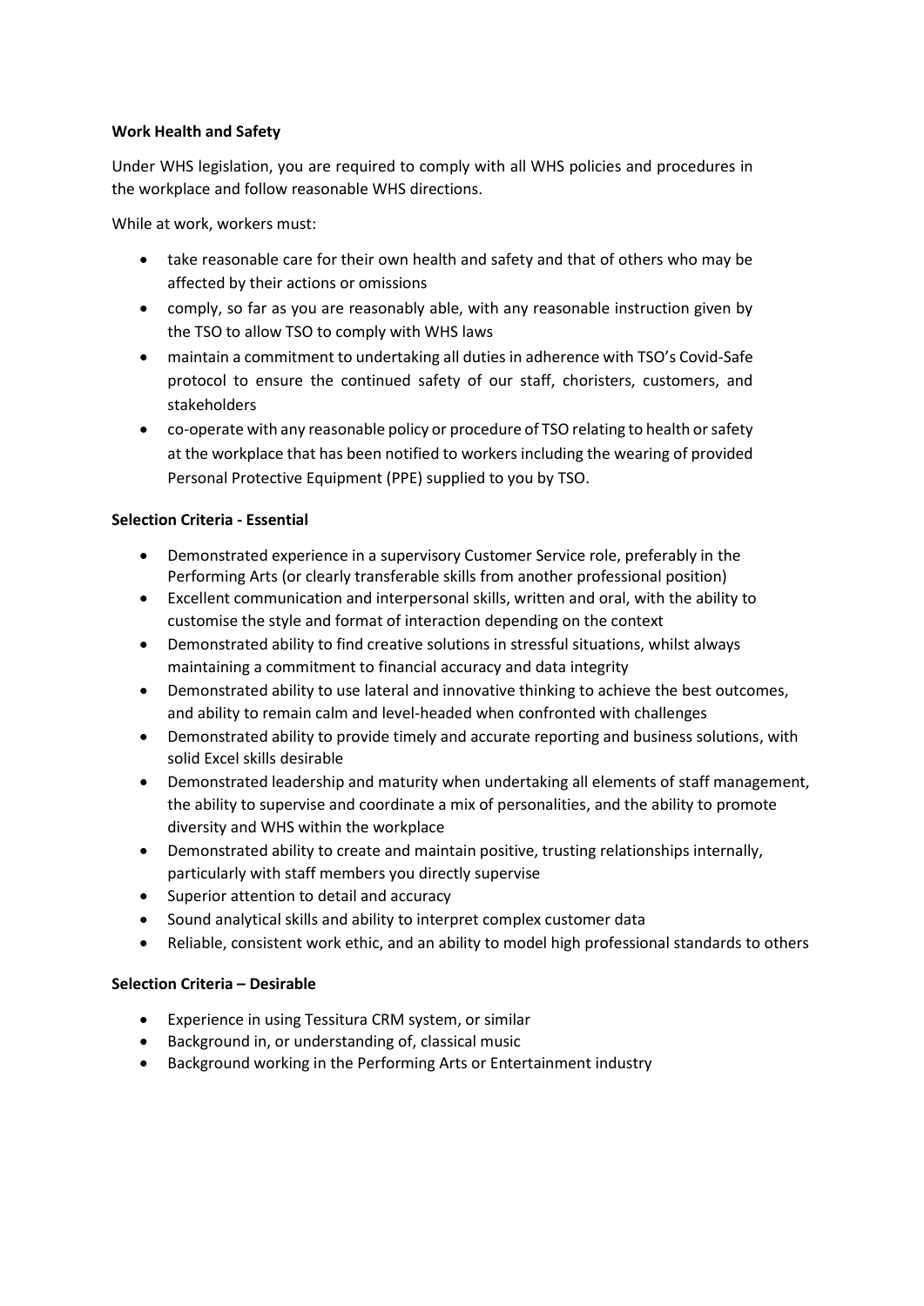**Work Health and Safety**

Under WHS legislation, you are required to comply with all WHS policies and procedures in the workplace and follow reasonable WHS directions.

While at work, workers must:

- take reasonable care for their own health and safety and that of others who may be affected by their actions or omissions
- comply, so far as you are reasonably able, with any reasonable instruction given by the TSO to allow TSO to comply with WHS laws
- maintain a commitment to undertaking all duties in adherence with TSO's Covid-Safe protocol to ensure the continued safety of our staff, choristers, customers, and stakeholders
- co-operate with any reasonable policy or procedure of TSO relating to health or safety at the workplace that has been notified to workers including the wearing of provided Personal Protective Equipment (PPE) supplied to you by TSO.

**Selection Criteria - Essential**

- Demonstrated experience in a supervisory Customer Service role, preferably in the Performing Arts (or clearly transferable skills from another professional position)
- Excellent communication and interpersonal skills, written and oral, with the ability to customise the style and format of interaction depending on the context
- Demonstrated ability to find creative solutions in stressful situations, whilst always maintaining a commitment to financial accuracy and data integrity
- Demonstrated ability to use lateral and innovative thinking to achieve the best outcomes, and ability to remain calm and level-headed when confronted with challenges
- Demonstrated ability to provide timely and accurate reporting and business solutions, with solid Excel skills desirable
- Demonstrated leadership and maturity when undertaking all elements of staff management, the ability to supervise and coordinate a mix of personalities, and the ability to promote diversity and WHS within the workplace
- Demonstrated ability to create and maintain positive, trusting relationships internally, particularly with staff members you directly supervise
- Superior attention to detail and accuracy
- Sound analytical skills and ability to interpret complex customer data
- Reliable, consistent work ethic, and an ability to model high professional standards to others

**Selection Criteria – Desirable**

- Experience in using Tessitura CRM system, or similar
- Background in, or understanding of, classical music
- Background working in the Performing Arts or Entertainment industry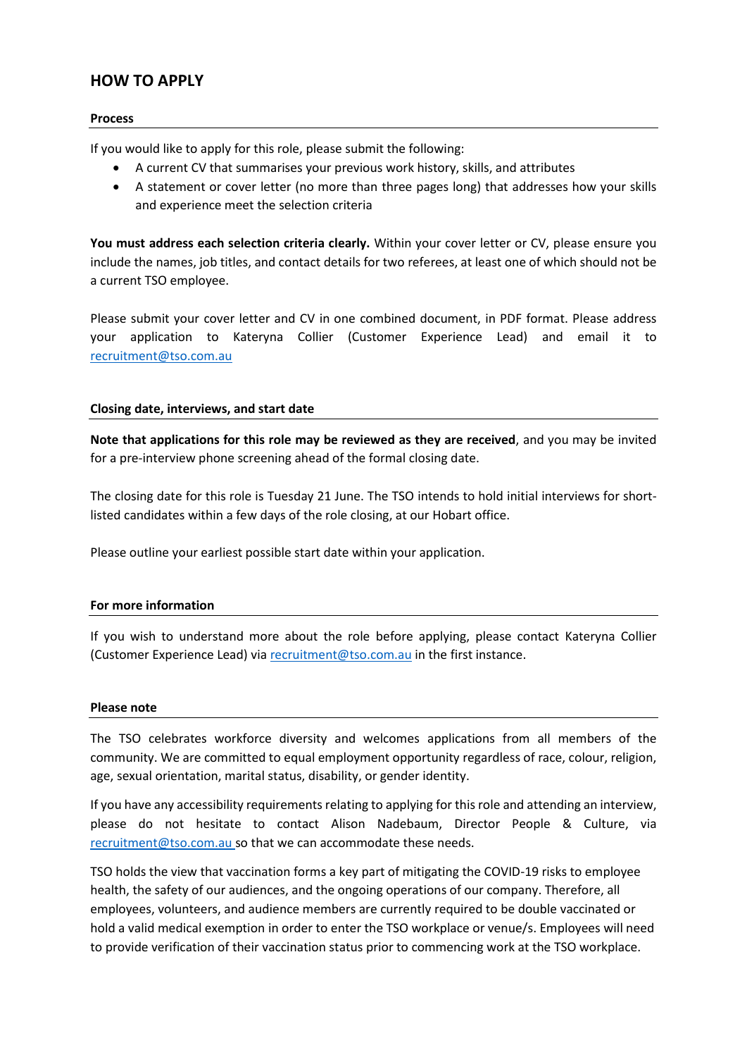## HOW TO APPLY

### Process

If you would like to apply for this role, please submit the following:

- A current CV that summarises your previous work history, skills, and attributes
- A statement or cover letter (no more than three pages long) that addresses how your skills and experience meet the selection criteria

**You must address each selection criteria clearly.** Within your cover letter or CV, please ensure you include the names, job titles, and contact details for two referees, at least one of which should not be a current TSO employee.

Please submit your cover letter and CV in one combined document, in PDF format. Please address your application to Kateryna Collier (Customer Experience Lead) and email it to recruitment@tso.com.au

### Closing date, interviews, and start date

**Note that applications for this role may be reviewed as they are received**, and you may be invited for a pre-interview phone screening ahead of the formal closing date.

The closing date for this role is Tuesday 21 June. The TSO intends to hold initial interviews for short-listed candidates within a few days of the role closing, at our Hobart office.

Please outline your earliest possible start date within your application.

### For more information

If you wish to understand more about the role before applying, please contact Kateryna Collier (Customer Experience Lead) via recruitment@tso.com.au in the first instance.

### Please note

The TSO celebrates workforce diversity and welcomes applications from all members of the community. We are committed to equal employment opportunity regardless of race, colour, religion, age, sexual orientation, marital status, disability, or gender identity.

If you have any accessibility requirements relating to applying for this role and attending an interview, please do not hesitate to contact Alison Nadebaum, Director People & Culture, via recruitment@tso.com.au so that we can accommodate these needs.

TSO holds the view that vaccination forms a key part of mitigating the COVID-19 risks to employee health, the safety of our audiences, and the ongoing operations of our company. Therefore, all employees, volunteers, and audience members are currently required to be double vaccinated or hold a valid medical exemption in order to enter the TSO workplace or venue/s. Employees will need to provide verification of their vaccination status prior to commencing work at the TSO workplace.